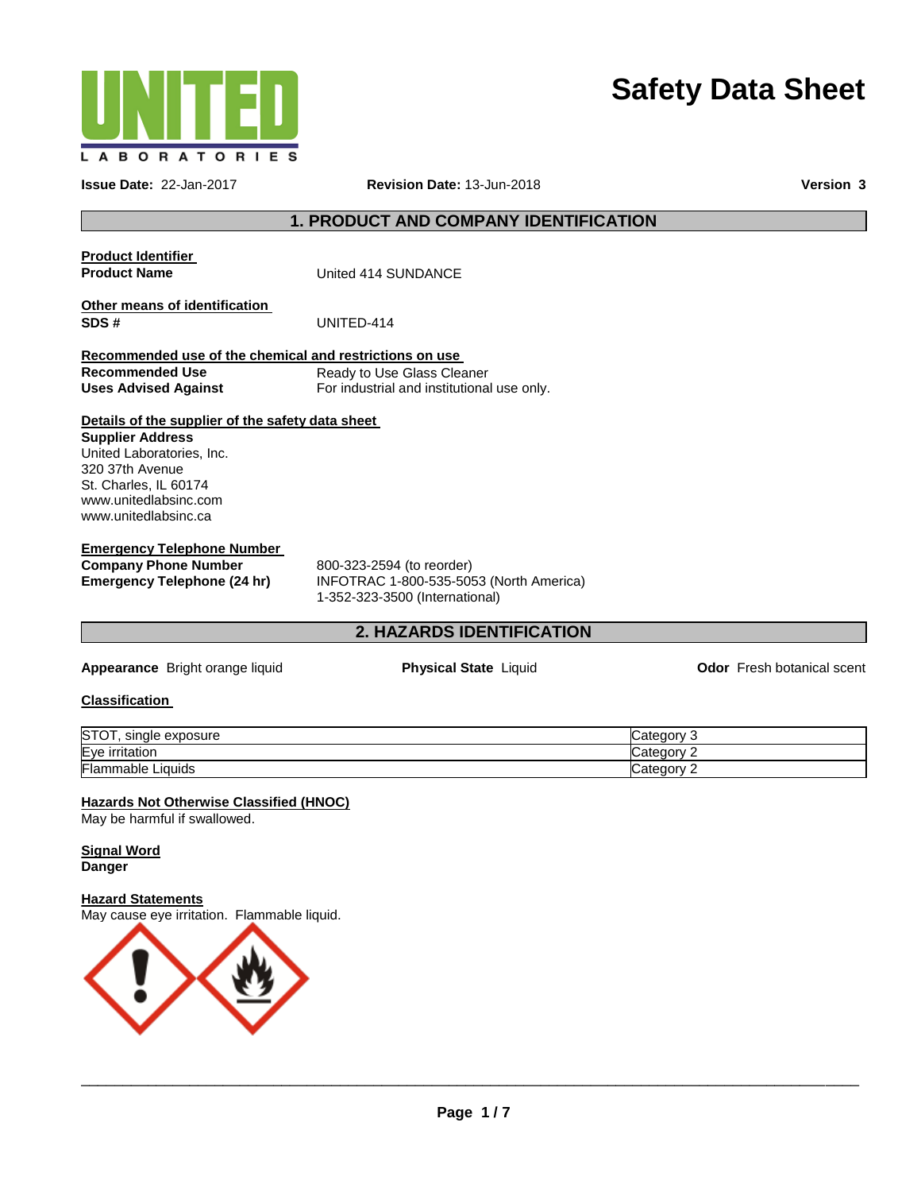# Safety Data Sheet

**Issue Date:** 22-Jan-2017 **Revision Date:** 13-Jun-2018 **Version 3**

## 1. PRODUCT AND COMPANY IDENTIFICATION

**Product Identifier**

**Product Name** United 414 SUNDANCE

**Other means of identification**

**SDS #** UNITED-414

**Recommended use of the chemical and restrictions on use**

**Recommended Use** Ready to Use Glass Cleaner

**Uses Advised Against** For industrial and institutional use only.

**Details of the supplier of the safety data sheet**

**Supplier Address**
United Laboratories, Inc.
320 37th Avenue
St. Charles, IL 60174
www.unitedlabsinc.com
www.unitedlabsinc.ca

**Emergency Telephone Number**

**Company Phone Number** 800-323-2594 (to reorder)

**Emergency Telephone (24 hr)** INFOTRAC 1-800-535-5053 (North America)
1-352-323-3500 (International)

## 2. HAZARDS IDENTIFICATION

**Appearance** Bright orange liquid **Physical State** Liquid **Odor** Fresh botanical scent

**Classification**

| | |
|---|---|
| STOT, single exposure | Category 3 |
| Eye irritation | Category 2 |
| Flammable Liquids | Category 2 |

**Hazards Not Otherwise Classified (HNOC)**
May be harmful if swallowed.

**Signal Word**
**Danger**

**Hazard Statements**
May cause eye irritation. Flammable liquid.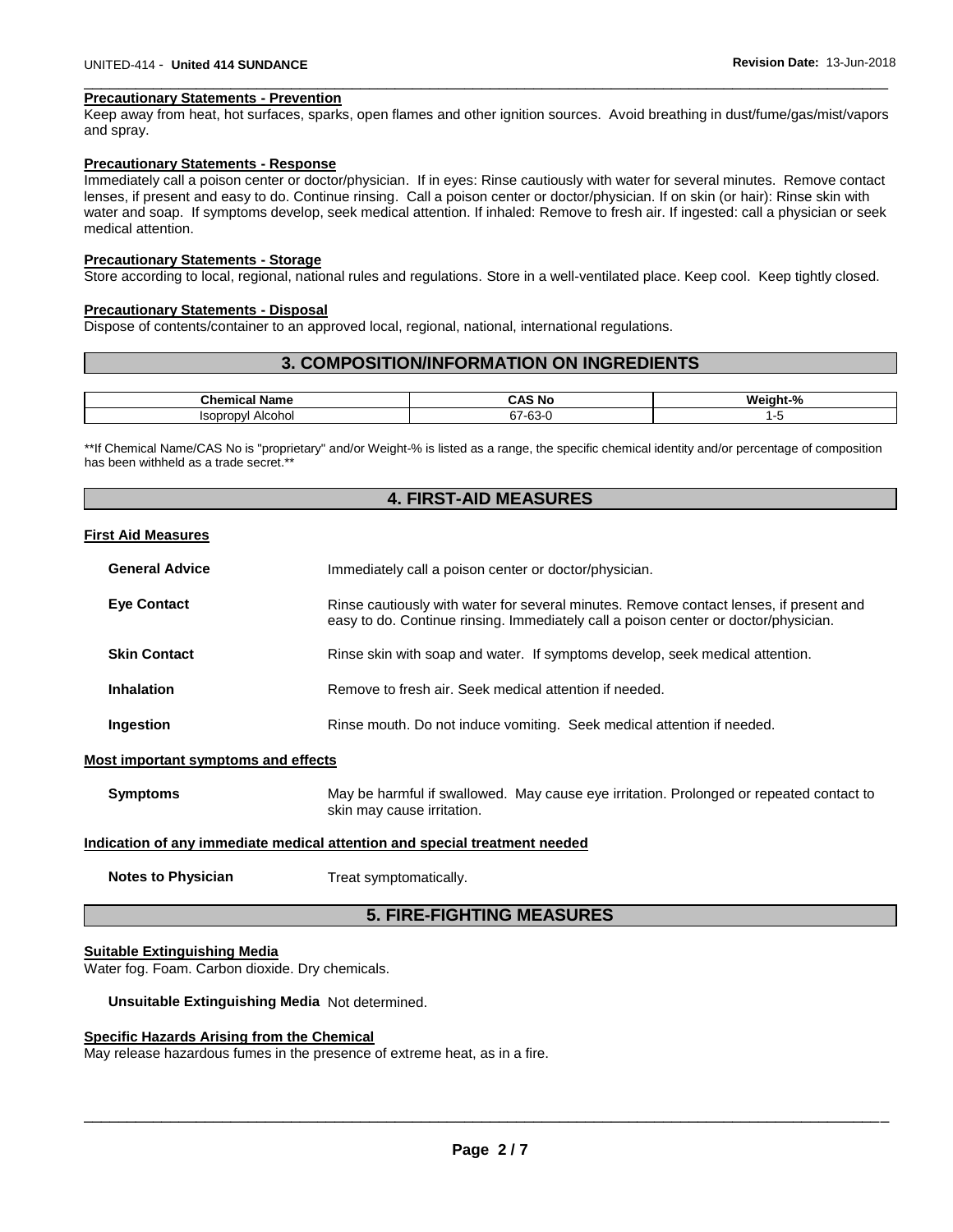**Precautionary Statements - Prevention**

Keep away from heat, hot surfaces, sparks, open flames and other ignition sources. Avoid breathing in dust/fume/gas/mist/vapors and spray.

**Precautionary Statements - Response**

Immediately call a poison center or doctor/physician. If in eyes: Rinse cautiously with water for several minutes. Remove contact lenses, if present and easy to do. Continue rinsing. Call a poison center or doctor/physician. If on skin (or hair): Rinse skin with water and soap. If symptoms develop, seek medical attention. If inhaled: Remove to fresh air. If ingested: call a physician or seek medical attention.

**Precautionary Statements - Storage**

Store according to local, regional, national rules and regulations. Store in a well-ventilated place. Keep cool. Keep tightly closed.

**Precautionary Statements - Disposal**

Dispose of contents/container to an approved local, regional, national, international regulations.

## 3. COMPOSITION/INFORMATION ON INGREDIENTS

| Chemical Name | CAS No | Weight-% |
|---|---|---|
| Isopropyl Alcohol | 67-63-0 | 1-5 |

**If Chemical Name/CAS No is "proprietary" and/or Weight-% is listed as a range, the specific chemical identity and/or percentage of composition has been withheld as a trade secret.**

## 4. FIRST-AID MEASURES

**First Aid Measures**

**General Advice** Immediately call a poison center or doctor/physician.

**Eye Contact** Rinse cautiously with water for several minutes. Remove contact lenses, if present and easy to do. Continue rinsing. Immediately call a poison center or doctor/physician.

**Skin Contact** Rinse skin with soap and water. If symptoms develop, seek medical attention.

**Inhalation** Remove to fresh air. Seek medical attention if needed.

**Ingestion** Rinse mouth. Do not induce vomiting. Seek medical attention if needed.

**Most important symptoms and effects**

**Symptoms** May be harmful if swallowed. May cause eye irritation. Prolonged or repeated contact to skin may cause irritation.

**Indication of any immediate medical attention and special treatment needed**

**Notes to Physician** Treat symptomatically.

## 5. FIRE-FIGHTING MEASURES

**Suitable Extinguishing Media**

Water fog. Foam. Carbon dioxide. Dry chemicals.

**Unsuitable Extinguishing Media** Not determined.

**Specific Hazards Arising from the Chemical**

May release hazardous fumes in the presence of extreme heat, as in a fire.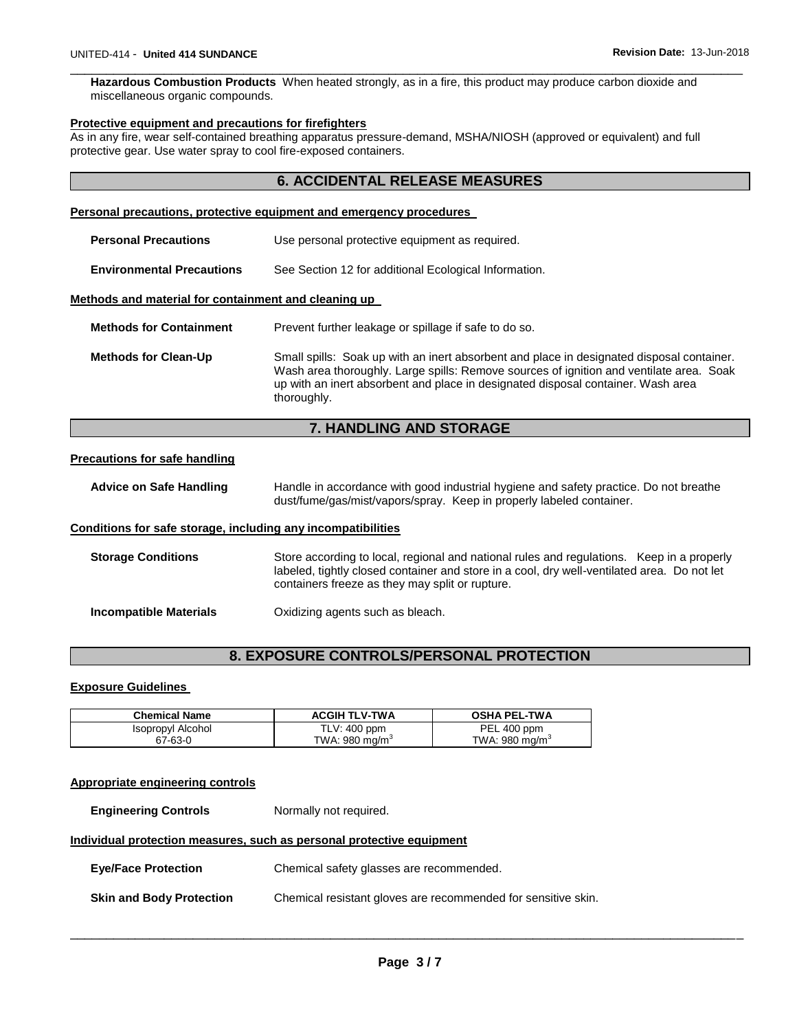**Hazardous Combustion Products** When heated strongly, as in a fire, this product may produce carbon dioxide and miscellaneous organic compounds.

**Protective equipment and precautions for firefighters**

As in any fire, wear self-contained breathing apparatus pressure-demand, MSHA/NIOSH (approved or equivalent) and full protective gear. Use water spray to cool fire-exposed containers.

## 6. ACCIDENTAL RELEASE MEASURES

**Personal precautions, protective equipment and emergency procedures**

**Personal Precautions** Use personal protective equipment as required.

**Environmental Precautions** See Section 12 for additional Ecological Information.

**Methods and material for containment and cleaning up**

**Methods for Containment** Prevent further leakage or spillage if safe to do so.

**Methods for Clean-Up** Small spills: Soak up with an inert absorbent and place in designated disposal container. Wash area thoroughly. Large spills: Remove sources of ignition and ventilate area. Soak up with an inert absorbent and place in designated disposal container. Wash area thoroughly.

## 7. HANDLING AND STORAGE

**Precautions for safe handling**

**Advice on Safe Handling** Handle in accordance with good industrial hygiene and safety practice. Do not breathe dust/fume/gas/mist/vapors/spray. Keep in properly labeled container.

**Conditions for safe storage, including any incompatibilities**

**Storage Conditions** Store according to local, regional and national rules and regulations. Keep in a properly labeled, tightly closed container and store in a cool, dry well-ventilated area. Do not let containers freeze as they may split or rupture.

**Incompatible Materials** Oxidizing agents such as bleach.

## 8. EXPOSURE CONTROLS/PERSONAL PROTECTION

**Exposure Guidelines**

| Chemical Name | ACGIH TLV-TWA | OSHA PEL-TWA |
|---|---|---|
| Isopropyl Alcohol<br>67-63-0 | TLV: 400 ppm<br>TWA: 980 mg/m$^3$ | PEL 400 ppm<br>TWA: 980 mg/m$^3$ |

**Appropriate engineering controls**

**Engineering Controls** Normally not required.

**Individual protection measures, such as personal protective equipment**

**Eye/Face Protection** Chemical safety glasses are recommended.

**Skin and Body Protection** Chemical resistant gloves are recommended for sensitive skin.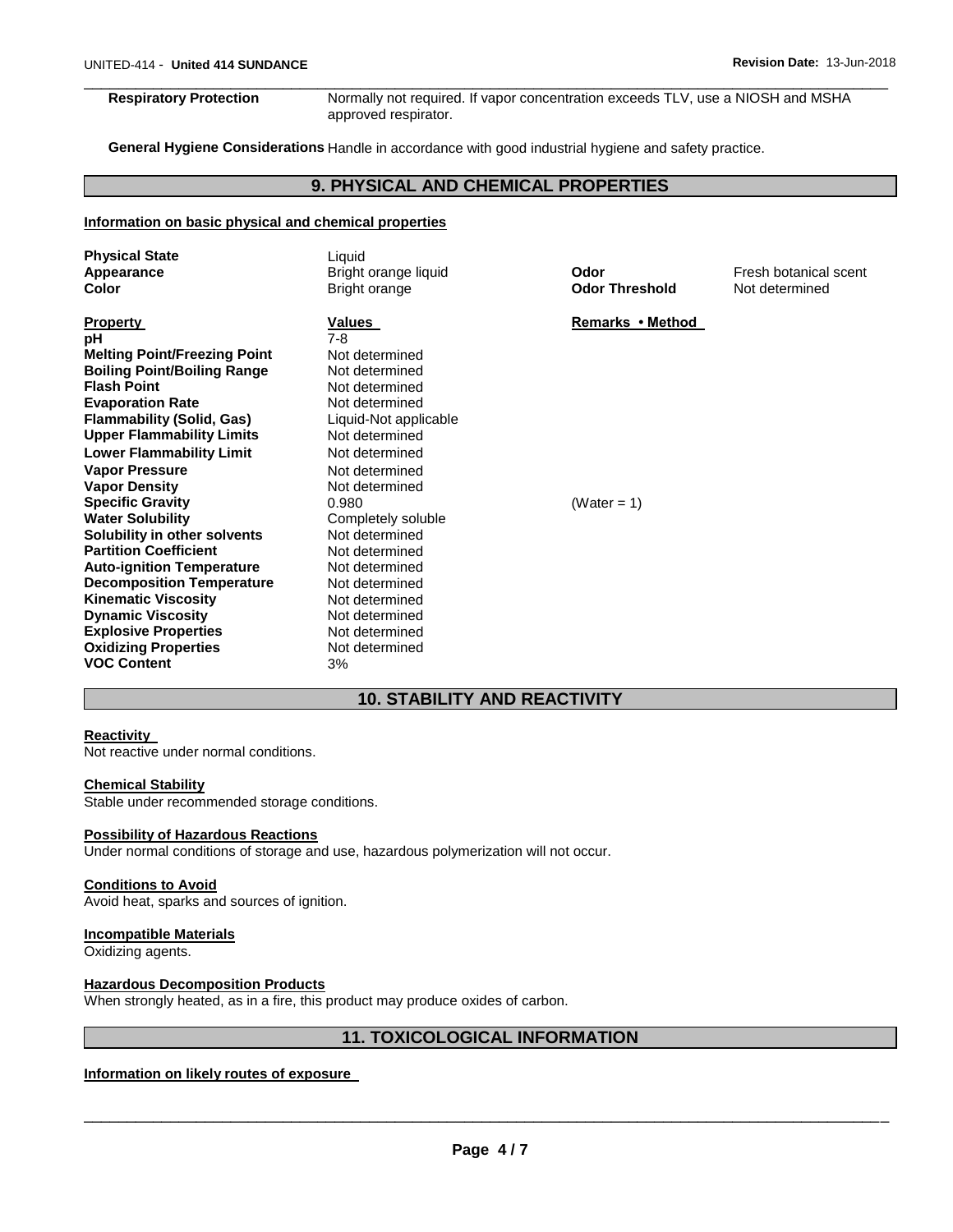**Respiratory Protection** Normally not required. If vapor concentration exceeds TLV, use a NIOSH and MSHA approved respirator.

**General Hygiene Considerations** Handle in accordance with good industrial hygiene and safety practice.

## 9. PHYSICAL AND CHEMICAL PROPERTIES

**Information on basic physical and chemical properties**

| | | | |
|---|---|---|---|
| **Physical State** | Liquid | | |
| **Appearance** | Bright orange liquid | **Odor** | Fresh botanical scent |
| **Color** | Bright orange | **Odor Threshold** | Not determined |

| **Property** | **Values** | **Remarks • Method** |
|---|---|---|
| **pH** | 7-8 | |
| **Melting Point/Freezing Point** | Not determined | |
| **Boiling Point/Boiling Range** | Not determined | |
| **Flash Point** | Not determined | |
| **Evaporation Rate** | Not determined | |
| **Flammability (Solid, Gas)** | Liquid-Not applicable | |
| **Upper Flammability Limits** | Not determined | |
| **Lower Flammability Limit** | Not determined | |
| **Vapor Pressure** | Not determined | |
| **Vapor Density** | Not determined | |
| **Specific Gravity** | 0.980 | (Water = 1) |
| **Water Solubility** | Completely soluble | |
| **Solubility in other solvents** | Not determined | |
| **Partition Coefficient** | Not determined | |
| **Auto-ignition Temperature** | Not determined | |
| **Decomposition Temperature** | Not determined | |
| **Kinematic Viscosity** | Not determined | |
| **Dynamic Viscosity** | Not determined | |
| **Explosive Properties** | Not determined | |
| **Oxidizing Properties** | Not determined | |
| **VOC Content** | 3% | |

## 10. STABILITY AND REACTIVITY

**Reactivity**
Not reactive under normal conditions.

**Chemical Stability**
Stable under recommended storage conditions.

**Possibility of Hazardous Reactions**
Under normal conditions of storage and use, hazardous polymerization will not occur.

**Conditions to Avoid**
Avoid heat, sparks and sources of ignition.

**Incompatible Materials**
Oxidizing agents.

**Hazardous Decomposition Products**
When strongly heated, as in a fire, this product may produce oxides of carbon.

## 11. TOXICOLOGICAL INFORMATION

**Information on likely routes of exposure**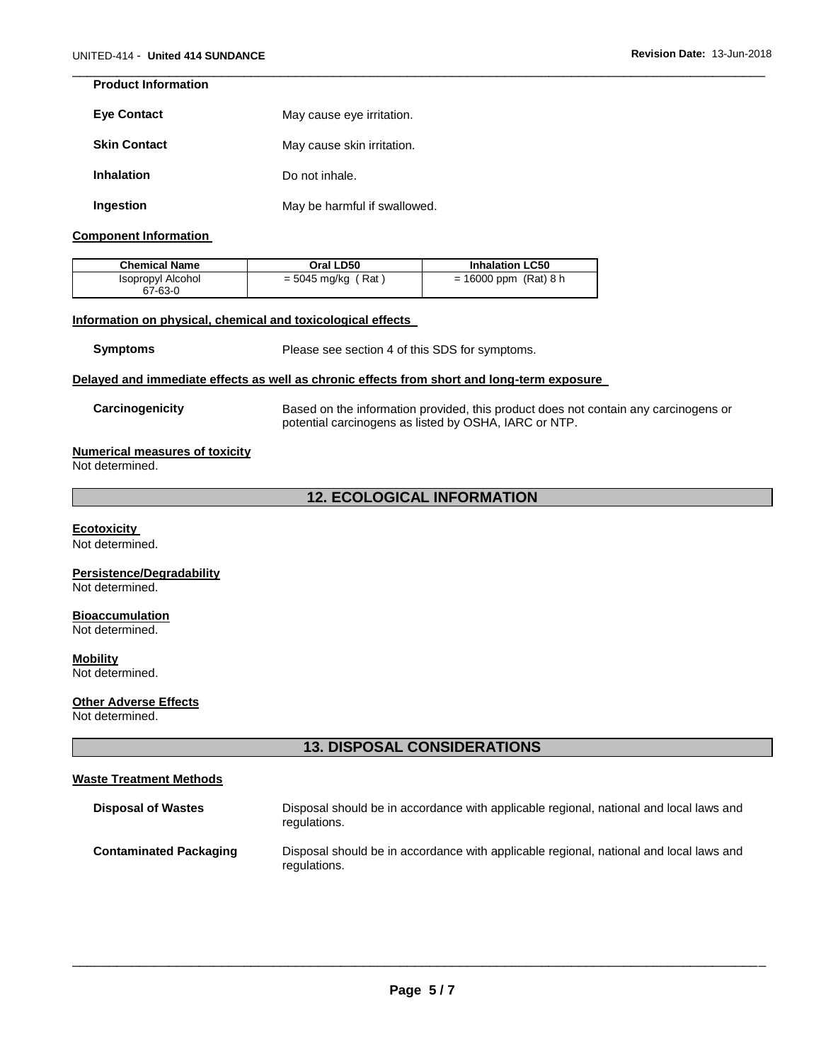**Product Information**

**Eye Contact** May cause eye irritation.

**Skin Contact** May cause skin irritation.

**Inhalation** Do not inhale.

**Ingestion** May be harmful if swallowed.

**Component Information**

| Chemical Name | Oral LD50 | Inhalation LC50 |
|---|---|---|
| Isopropyl Alcohol 67-63-0 | = 5045 mg/kg ( Rat ) | = 16000 ppm (Rat) 8 h |

**Information on physical, chemical and toxicological effects**

**Symptoms** Please see section 4 of this SDS for symptoms.

**Delayed and immediate effects as well as chronic effects from short and long-term exposure**

**Carcinogenicity** Based on the information provided, this product does not contain any carcinogens or potential carcinogens as listed by OSHA, IARC or NTP.

**Numerical measures of toxicity**
Not determined.

## 12. ECOLOGICAL INFORMATION

**Ecotoxicity**
Not determined.

**Persistence/Degradability**
Not determined.

**Bioaccumulation**
Not determined.

**Mobility**
Not determined.

**Other Adverse Effects**
Not determined.

## 13. DISPOSAL CONSIDERATIONS

**Waste Treatment Methods**

**Disposal of Wastes** Disposal should be in accordance with applicable regional, national and local laws and regulations.

**Contaminated Packaging** Disposal should be in accordance with applicable regional, national and local laws and regulations.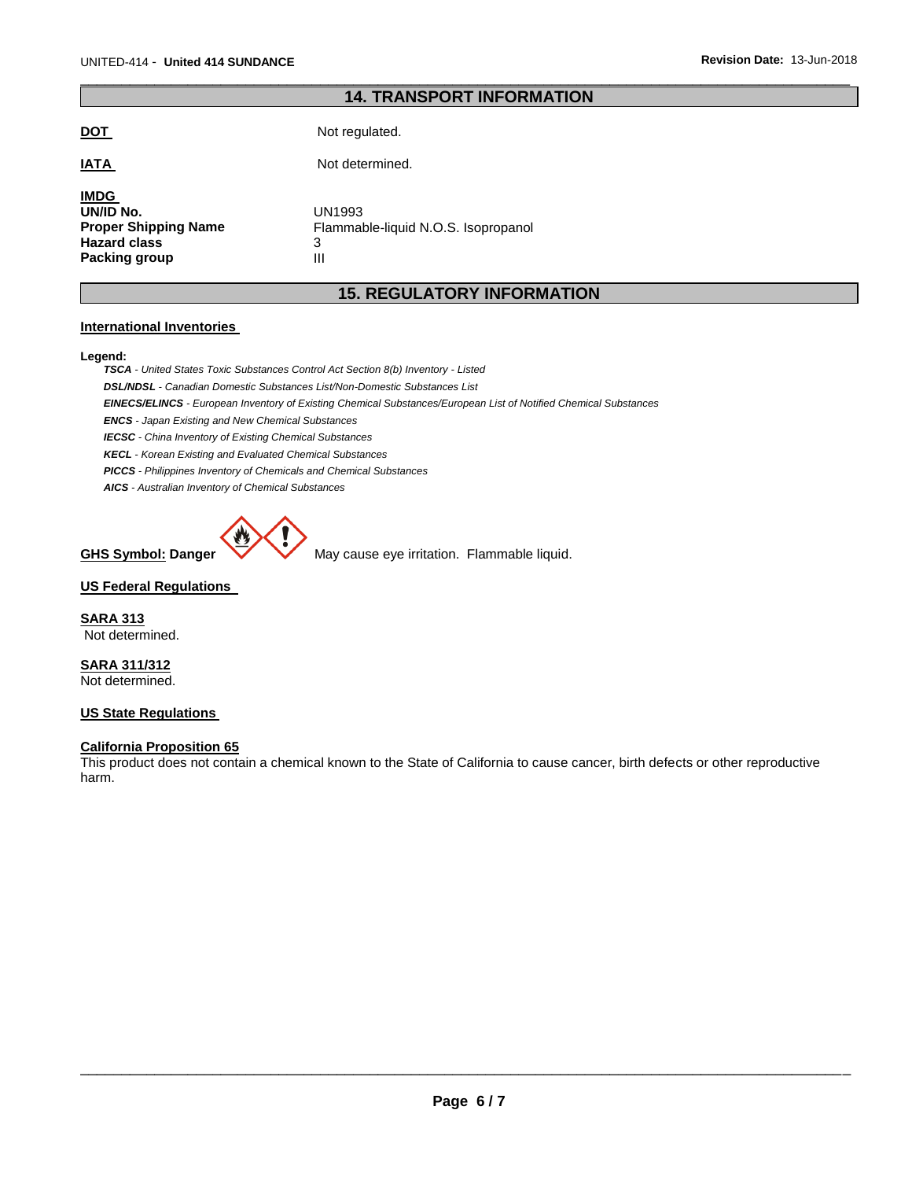## 14. TRANSPORT INFORMATION

**DOT** Not regulated.

**IATA** Not determined.

**IMDG**

| | |
|---|---|
| **UN/ID No.** | UN1993 |
| **Proper Shipping Name** | Flammable-liquid N.O.S. Isopropanol |
| **Hazard class** | 3 |
| **Packing group** | III |

## 15. REGULATORY INFORMATION

**International Inventories**

**Legend:**

***TSCA*** *- United States Toxic Substances Control Act Section 8(b) Inventory - Listed*
***DSL/NDSL*** *- Canadian Domestic Substances List/Non-Domestic Substances List*
***EINECS/ELINCS*** *- European Inventory of Existing Chemical Substances/European List of Notified Chemical Substances*
***ENCS*** *- Japan Existing and New Chemical Substances*
***IECSC*** *- China Inventory of Existing Chemical Substances*
***KECL*** *- Korean Existing and Evaluated Chemical Substances*
***PICCS*** *- Philippines Inventory of Chemicals and Chemical Substances*
***AICS*** *- Australian Inventory of Chemical Substances*

**GHS Symbol: Danger** May cause eye irritation. Flammable liquid.

**US Federal Regulations**

**SARA 313**
Not determined.

**SARA 311/312**
Not determined.

**US State Regulations**

**California Proposition 65**
This product does not contain a chemical known to the State of California to cause cancer, birth defects or other reproductive harm.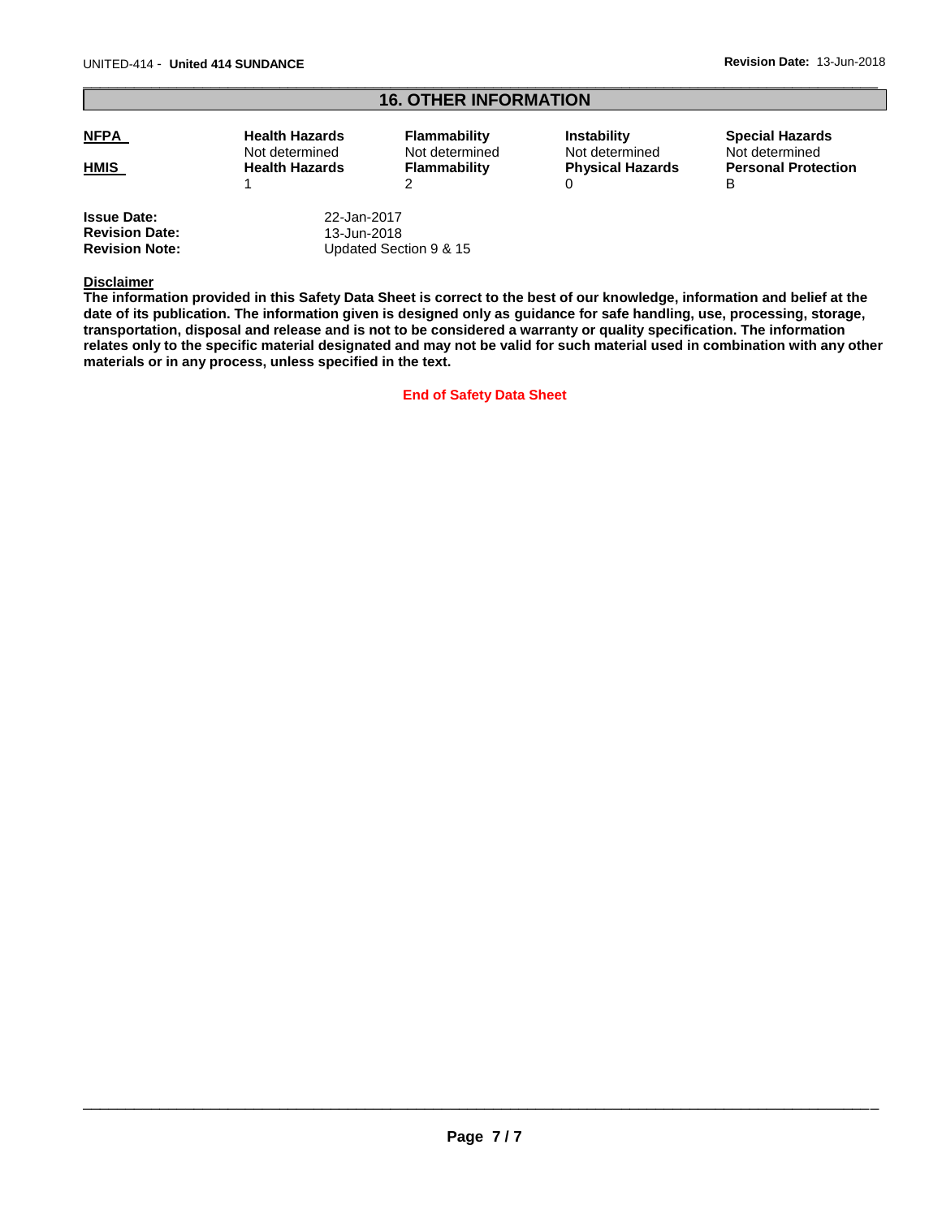## 16. OTHER INFORMATION

| | | | | |
|---|---|---|---|---|
| **NFPA** | **Health Hazards** | **Flammability** | **Instability** | **Special Hazards** |
| | Not determined | Not determined | Not determined | Not determined |
| **HMIS** | **Health Hazards** | **Flammability** | **Physical Hazards** | **Personal Protection** |
| | 1 | 2 | 0 | B |

**Issue Date:** 22-Jan-2017
**Revision Date:** 13-Jun-2018
**Revision Note:** Updated Section 9 & 15

**Disclaimer**

**The information provided in this Safety Data Sheet is correct to the best of our knowledge, information and belief at the date of its publication. The information given is designed only as guidance for safe handling, use, processing, storage, transportation, disposal and release and is not to be considered a warranty or quality specification. The information relates only to the specific material designated and may not be valid for such material used in combination with any other materials or in any process, unless specified in the text.**

**End of Safety Data Sheet**